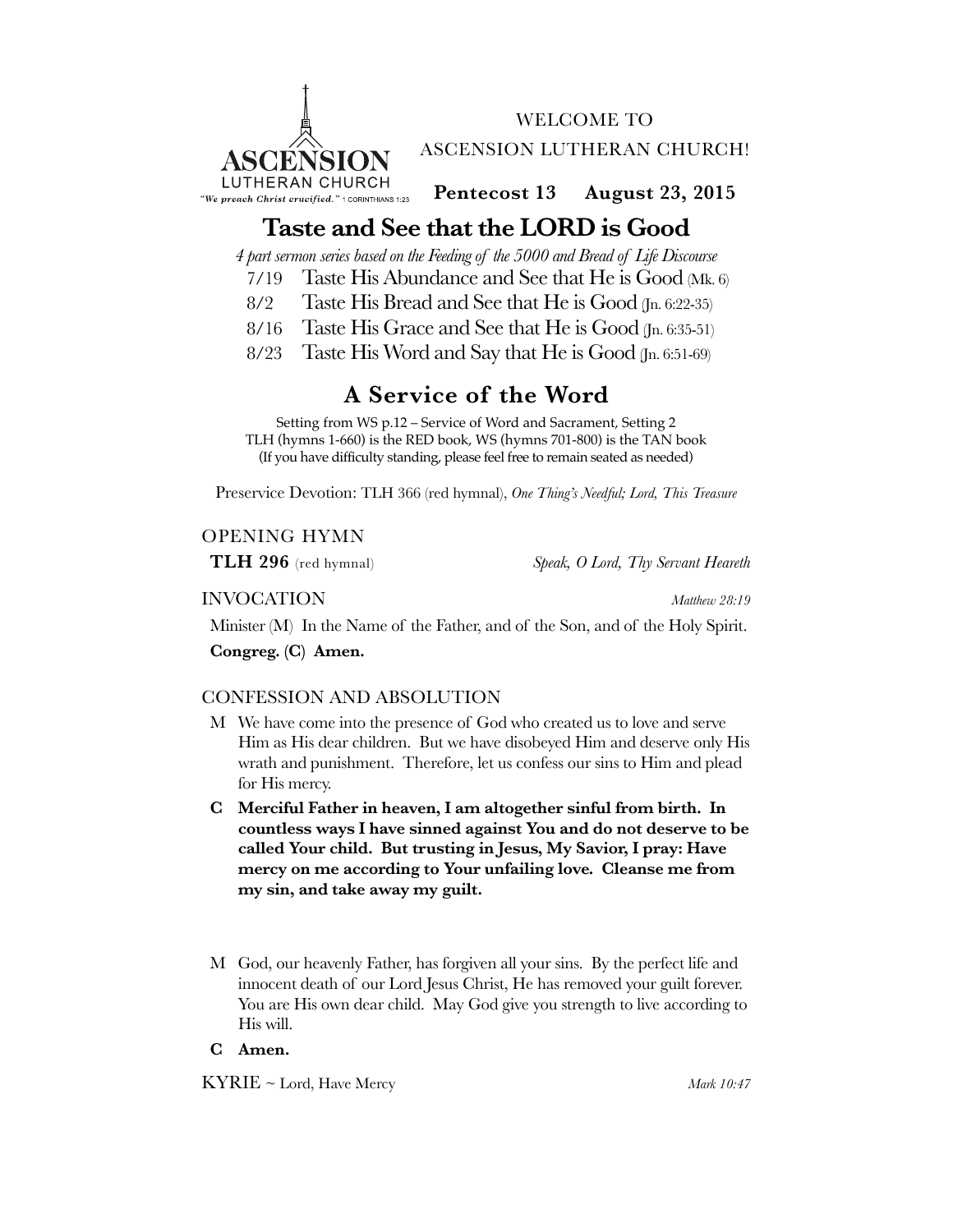ASCENSION LUTHERAN CHURCH
"*We preach Christ crucified.*" 1 CORINTHIANS 1:23

WELCOME TO
ASCENSION LUTHERAN CHURCH!

**Pentecost 13 August 23, 2015**

# Taste and See that the LORD is Good

*4 part sermon series based on the Feeding of the 5000 and Bread of Life Discourse*

- 7/19 Taste His Abundance and See that He is Good (Mk. 6)
- 8/2 Taste His Bread and See that He is Good (Jn. 6:22-35)
- 8/16 Taste His Grace and See that He is Good (Jn. 6:35-51)
- 8/23 Taste His Word and Say that He is Good (Jn. 6:51-69)

# A Service of the Word

Setting from WS p.12 – Service of Word and Sacrament, Setting 2
TLH (hymns 1-660) is the RED book, WS (hymns 701-800) is the TAN book
(If you have difficulty standing, please feel free to remain seated as needed)

Preservice Devotion: TLH 366 (red hymnal), *One Thing's Needful; Lord, This Treasure*

## OPENING HYMN

**TLH 296** (red hymnal) *Speak, O Lord, Thy Servant Heareth*

## INVOCATION *Matthew 28:19*

Minister (M) In the Name of the Father, and of the Son, and of the Holy Spirit.

**Congreg. (C) Amen.**

## CONFESSION AND ABSOLUTION

M We have come into the presence of God who created us to love and serve Him as His dear children. But we have disobeyed Him and deserve only His wrath and punishment. Therefore, let us confess our sins to Him and plead for His mercy.

**C Merciful Father in heaven, I am altogether sinful from birth. In countless ways I have sinned against You and do not deserve to be called Your child. But trusting in Jesus, My Savior, I pray: Have mercy on me according to Your unfailing love. Cleanse me from my sin, and take away my guilt.**

M God, our heavenly Father, has forgiven all your sins. By the perfect life and innocent death of our Lord Jesus Christ, He has removed your guilt forever. You are His own dear child. May God give you strength to live according to His will.

**C Amen.**

## KYRIE ~ Lord, Have Mercy *Mark 10:47*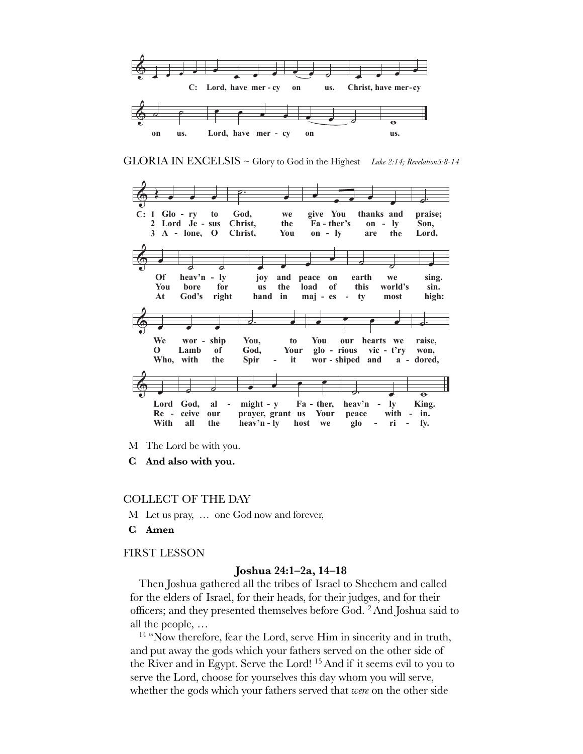C: Lord, have mer - cy on us. Christ, have mer-cy on us. Lord, have mer - cy on us.

GLORIA IN EXCELSIS ~ Glory to God in the Highest *Luke 2:14; Revelation5:8-14*

C: 1 Glo - ry to God, we give You thanks and praise; Of heav'n - ly joy and peace on earth we sing. We wor - ship You, to You our hearts we raise, Lord God, al - might - y Fa - ther, heav'n - ly King.

2 Lord Je - sus Christ, the Fa - ther's on - ly Son, You bore for us the load of this world's sin. O Lamb of God, Your glo - rious vic - t'ry won, Re - ceive our prayer, grant us Your peace with - in.

3 A - lone, O Christ, You on - ly are the Lord, At God's right hand in maj - es - ty most high: Who, with the Spir - it wor - shiped and a - dored, With all the heav'n - ly host we glo - ri - fy.

M The Lord be with you.

**C And also with you.**

COLLECT OF THE DAY

M Let us pray, … one God now and forever,

**C Amen**

FIRST LESSON

**Joshua 24:1–2a, 14–18**

Then Joshua gathered all the tribes of Israel to Shechem and called for the elders of Israel, for their heads, for their judges, and for their officers; and they presented themselves before God. [2] And Joshua said to all the people, …

[14] "Now therefore, fear the Lord, serve Him in sincerity and in truth, and put away the gods which your fathers served on the other side of the River and in Egypt. Serve the Lord! [15] And if it seems evil to you to serve the Lord, choose for yourselves this day whom you will serve, whether the gods which your fathers served that *were* on the other side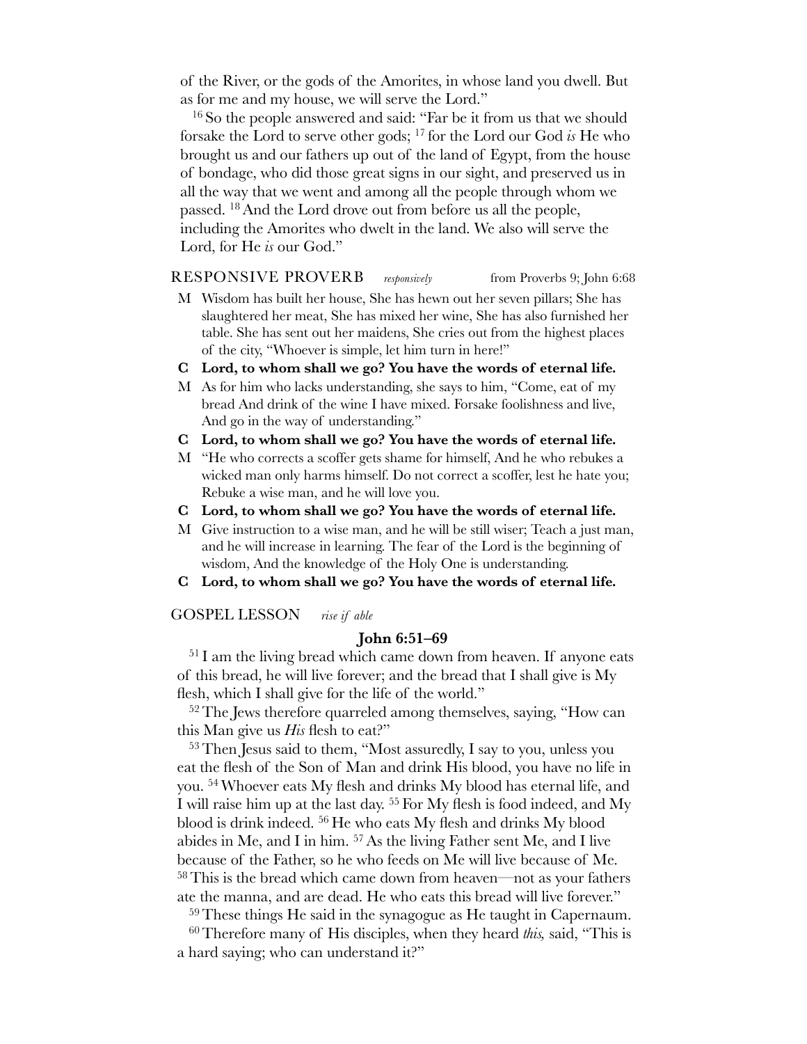of the River, or the gods of the Amorites, in whose land you dwell. But as for me and my house, we will serve the Lord."

[16] So the people answered and said: "Far be it from us that we should forsake the Lord to serve other gods; [17] for the Lord our God *is* He who brought us and our fathers up out of the land of Egypt, from the house of bondage, who did those great signs in our sight, and preserved us in all the way that we went and among all the people through whom we passed. [18] And the Lord drove out from before us all the people, including the Amorites who dwelt in the land. We also will serve the Lord, for He *is* our God."

RESPONSIVE PROVERB *responsively* from Proverbs 9; John 6:68

M Wisdom has built her house, She has hewn out her seven pillars; She has slaughtered her meat, She has mixed her wine, She has also furnished her table. She has sent out her maidens, She cries out from the highest places of the city, "Whoever is simple, let him turn in here!"

**C Lord, to whom shall we go? You have the words of eternal life.**

M As for him who lacks understanding, she says to him, "Come, eat of my bread And drink of the wine I have mixed. Forsake foolishness and live, And go in the way of understanding."

**C Lord, to whom shall we go? You have the words of eternal life.**

M "He who corrects a scoffer gets shame for himself, And he who rebukes a wicked man only harms himself. Do not correct a scoffer, lest he hate you; Rebuke a wise man, and he will love you.

**C Lord, to whom shall we go? You have the words of eternal life.**

M Give instruction to a wise man, and he will be still wiser; Teach a just man, and he will increase in learning. The fear of the Lord is the beginning of wisdom, And the knowledge of the Holy One is understanding.

**C Lord, to whom shall we go? You have the words of eternal life.**

GOSPEL LESSON *rise if able*

**John 6:51–69**

[51] I am the living bread which came down from heaven. If anyone eats of this bread, he will live forever; and the bread that I shall give is My flesh, which I shall give for the life of the world."

[52] The Jews therefore quarreled among themselves, saying, "How can this Man give us *His* flesh to eat?"

[53] Then Jesus said to them, "Most assuredly, I say to you, unless you eat the flesh of the Son of Man and drink His blood, you have no life in you. [54] Whoever eats My flesh and drinks My blood has eternal life, and I will raise him up at the last day. [55] For My flesh is food indeed, and My blood is drink indeed. [56] He who eats My flesh and drinks My blood abides in Me, and I in him. [57] As the living Father sent Me, and I live because of the Father, so he who feeds on Me will live because of Me. [58] This is the bread which came down from heaven—not as your fathers ate the manna, and are dead. He who eats this bread will live forever."

[59] These things He said in the synagogue as He taught in Capernaum.

[60] Therefore many of His disciples, when they heard *this,* said, "This is a hard saying; who can understand it?"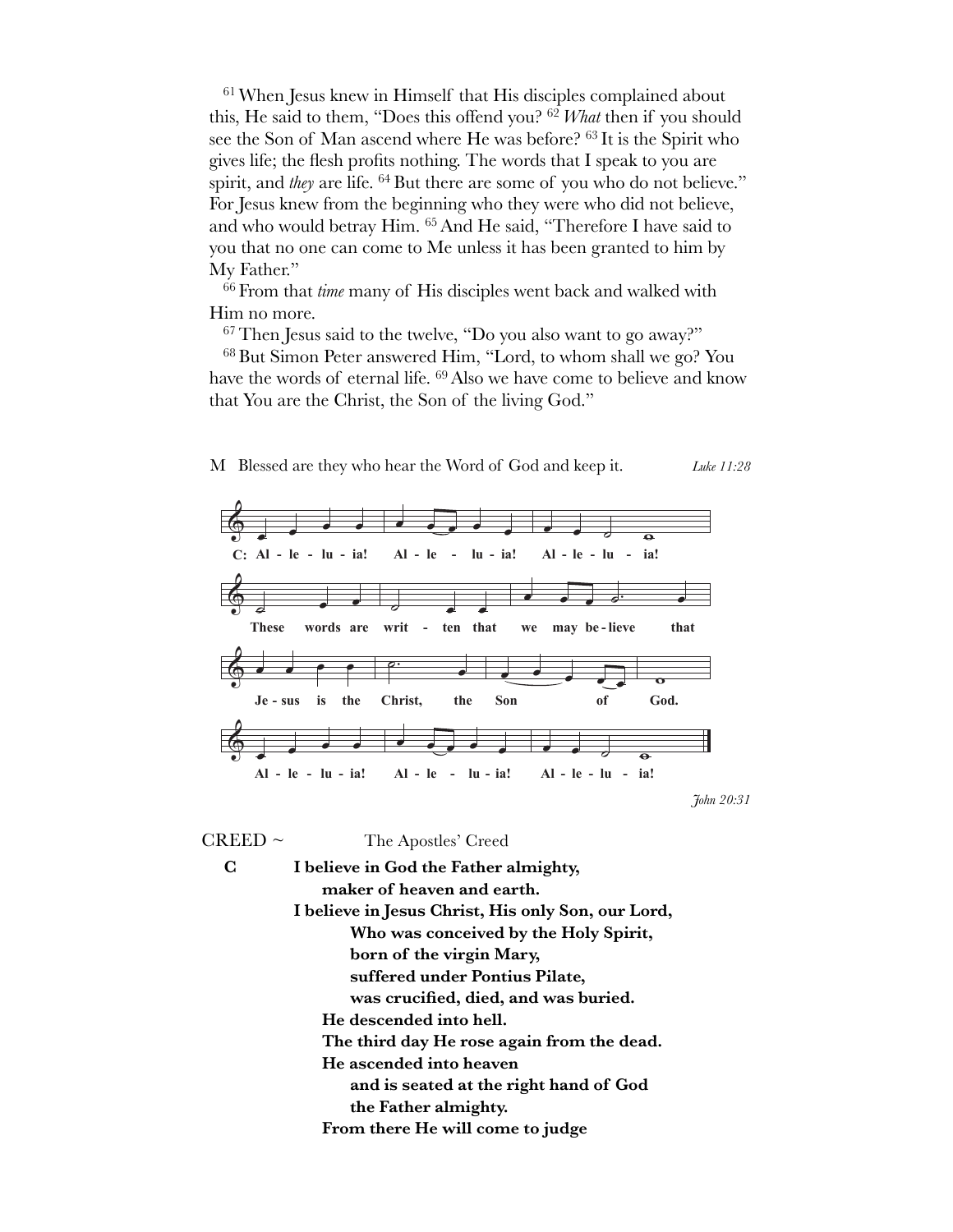[61] When Jesus knew in Himself that His disciples complained about this, He said to them, "Does this offend you? [62] *What* then if you should see the Son of Man ascend where He was before? [63] It is the Spirit who gives life; the flesh profits nothing. The words that I speak to you are spirit, and *they* are life. [64] But there are some of you who do not believe." For Jesus knew from the beginning who they were who did not believe, and who would betray Him. [65] And He said, "Therefore I have said to you that no one can come to Me unless it has been granted to him by My Father."

[66] From that *time* many of His disciples went back and walked with Him no more.

[67] Then Jesus said to the twelve, "Do you also want to go away?"

[68] But Simon Peter answered Him, "Lord, to whom shall we go? You have the words of eternal life. [69] Also we have come to believe and know that You are the Christ, the Son of the living God."

M Blessed are they who hear the Word of God and keep it. *Luke 11:28*

**C: Alleluia! Alleluia! Alleluia!**

**These words are written that we may believe that Jesus is the Christ, the Son of God.**

**Alleluia! Alleluia! Alleluia!**

*John 20:31*

CREED ~ The Apostles' Creed

**C** **I believe in God the Father almighty,**
**maker of heaven and earth.**
**I believe in Jesus Christ, His only Son, our Lord,**
**Who was conceived by the Holy Spirit,**
**born of the virgin Mary,**
**suffered under Pontius Pilate,**
**was crucified, died, and was buried.**
**He descended into hell.**
**The third day He rose again from the dead.**
**He ascended into heaven**
**and is seated at the right hand of God**
**the Father almighty.**
**From there He will come to judge**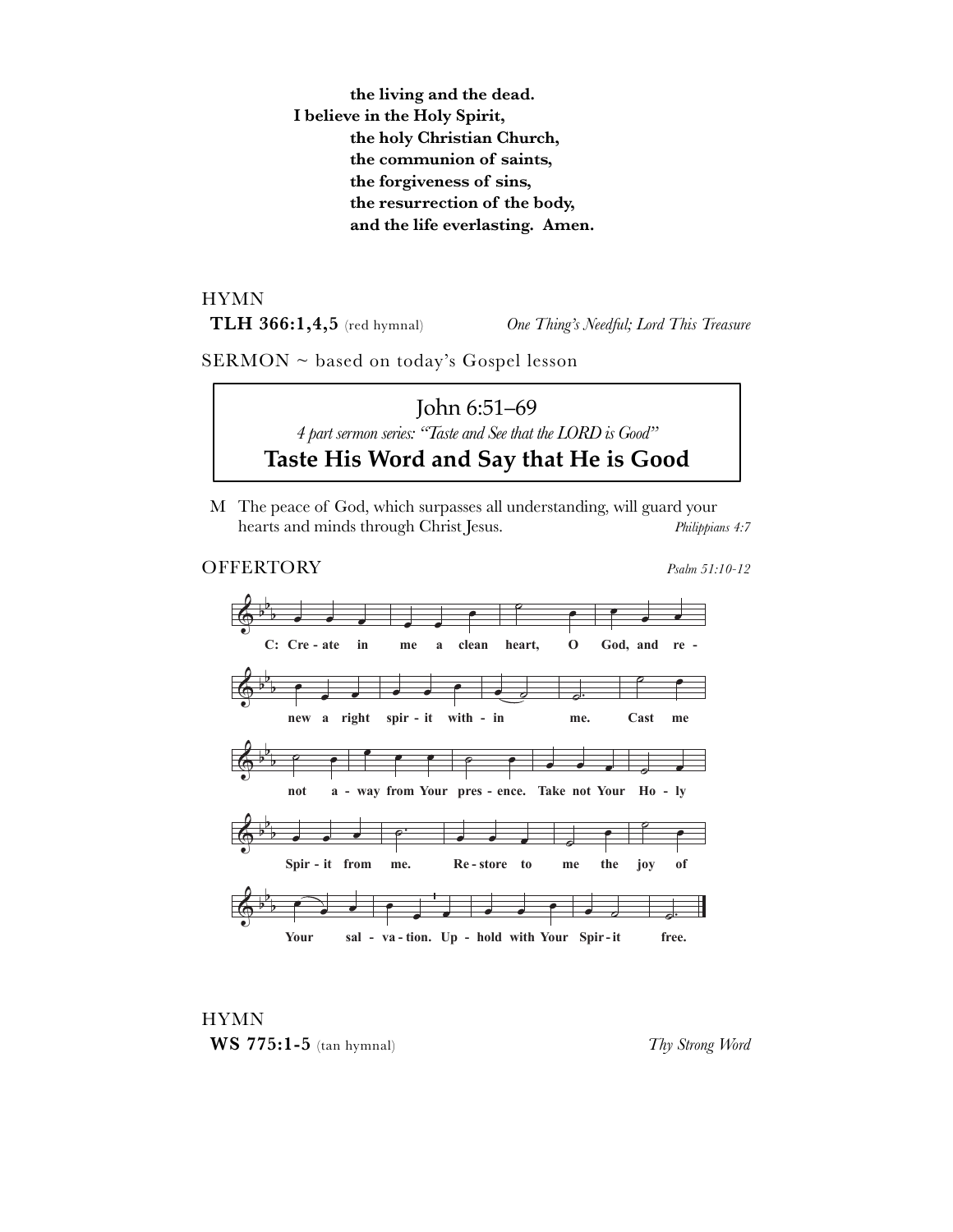**the living and the dead.**
**I believe in the Holy Spirit,**
**the holy Christian Church,**
**the communion of saints,**
**the forgiveness of sins,**
**the resurrection of the body,**
**and the life everlasting. Amen.**

HYMN

**TLH 366:1,4,5** (red hymnal) *One Thing's Needful; Lord This Treasure*

SERMON ~ based on today's Gospel lesson

John 6:51–69

*4 part sermon series: "Taste and See that the LORD is Good"*

**Taste His Word and Say that He is Good**

M The peace of God, which surpasses all understanding, will guard your hearts and minds through Christ Jesus. *Philippians 4:7*

OFFERTORY *Psalm 51:10-12*

**C: Cre - ate in me a clean heart, O God, and re - new a right spir - it with - in me. Cast me not a - way from Your pres - ence. Take not Your Ho - ly Spir - it from me. Re - store to me the joy of Your sal - va - tion. Up - hold with Your Spir - it free.**

HYMN

**WS 775:1-5** (tan hymnal) *Thy Strong Word*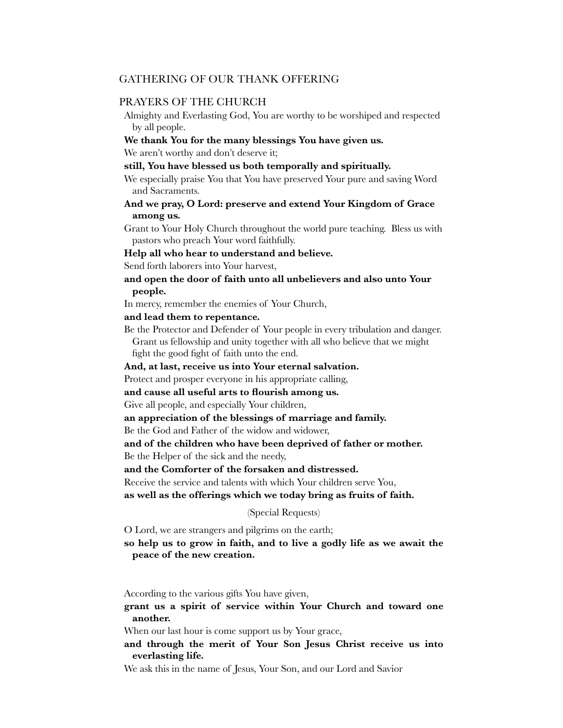GATHERING OF OUR THANK OFFERING

PRAYERS OF THE CHURCH

Almighty and Everlasting God, You are worthy to be worshiped and respected by all people.

**We thank You for the many blessings You have given us.**

We aren't worthy and don't deserve it;

**still, You have blessed us both temporally and spiritually.**

We especially praise You that You have preserved Your pure and saving Word and Sacraments.

**And we pray, O Lord: preserve and extend Your Kingdom of Grace among us.**

Grant to Your Holy Church throughout the world pure teaching. Bless us with pastors who preach Your word faithfully.

**Help all who hear to understand and believe.**

Send forth laborers into Your harvest,

**and open the door of faith unto all unbelievers and also unto Your people.**

In mercy, remember the enemies of Your Church,

**and lead them to repentance.**

Be the Protector and Defender of Your people in every tribulation and danger. Grant us fellowship and unity together with all who believe that we might fight the good fight of faith unto the end.

**And, at last, receive us into Your eternal salvation.**

Protect and prosper everyone in his appropriate calling,

**and cause all useful arts to flourish among us.**

Give all people, and especially Your children,

**an appreciation of the blessings of marriage and family.**

Be the God and Father of the widow and widower,

**and of the children who have been deprived of father or mother.**

Be the Helper of the sick and the needy,

**and the Comforter of the forsaken and distressed.**

Receive the service and talents with which Your children serve You,

**as well as the offerings which we today bring as fruits of faith.**

(Special Requests)

O Lord, we are strangers and pilgrims on the earth;

**so help us to grow in faith, and to live a godly life as we await the peace of the new creation.**

According to the various gifts You have given,

**grant us a spirit of service within Your Church and toward one another.**

When our last hour is come support us by Your grace,

**and through the merit of Your Son Jesus Christ receive us into everlasting life.**

We ask this in the name of Jesus, Your Son, and our Lord and Savior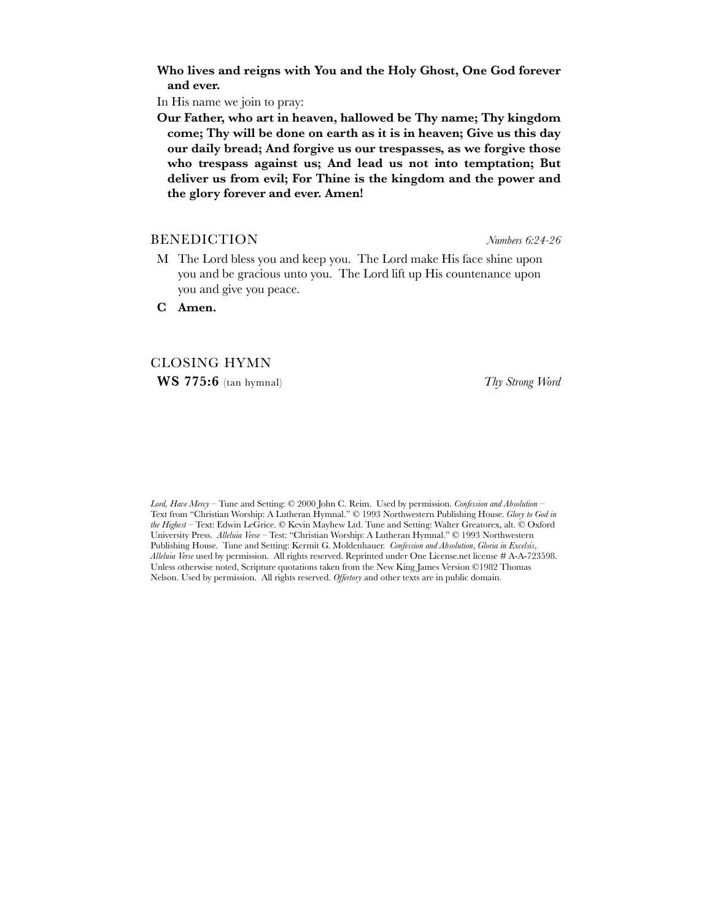**Who lives and reigns with You and the Holy Ghost, One God forever and ever.**

In His name we join to pray:

**Our Father, who art in heaven, hallowed be Thy name; Thy kingdom come; Thy will be done on earth as it is in heaven; Give us this day our daily bread; And forgive us our trespasses, as we forgive those who trespass against us; And lead us not into temptation; But deliver us from evil; For Thine is the kingdom and the power and the glory forever and ever. Amen!**

## BENEDICTION *Numbers 6:24-26*

M The Lord bless you and keep you. The Lord make His face shine upon you and be gracious unto you. The Lord lift up His countenance upon you and give you peace.

**C Amen.**

## CLOSING HYMN

**WS 775:6** (tan hymnal) *Thy Strong Word*

*Lord, Have Mercy* – Tune and Setting: © 2000 John C. Reim. Used by permission. *Confession and Absolution* – Text from "Christian Worship: A Lutheran Hymnal." © 1993 Northwestern Publishing House. *Glory to God in the Highest* – Text: Edwin LeGrice. © Kevin Mayhew Ltd. Tune and Setting: Walter Greatorex, alt. © Oxford University Press. *Alleluia Verse* – Test: "Christian Worship: A Lutheran Hymnal." © 1993 Northwestern Publishing House. Tune and Setting: Kermit G. Moldenhauer. *Confession and Absolution*, *Gloria in Excelsis*, *Alleluia Verse* used by permission. All rights reserved. Reprinted under One License.net license # A-A-723598. Unless otherwise noted, Scripture quotations taken from the New King James Version ©1982 Thomas Nelson. Used by permission. All rights reserved. *Offertory* and other texts are in public domain.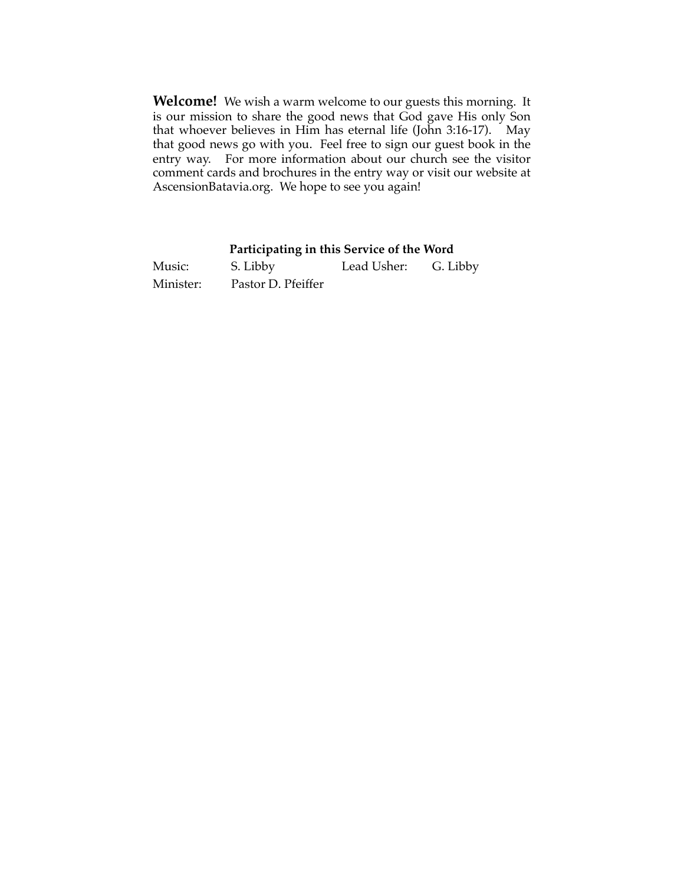**Welcome!** We wish a warm welcome to our guests this morning. It is our mission to share the good news that God gave His only Son that whoever believes in Him has eternal life (John 3:16-17). May that good news go with you. Feel free to sign our guest book in the entry way. For more information about our church see the visitor comment cards and brochures in the entry way or visit our website at AscensionBatavia.org. We hope to see you again!

**Participating in this Service of the Word**

| | | | |
|---|---|---|---|
| Music: | S. Libby | Lead Usher: | G. Libby |
| Minister: | Pastor D. Pfeiffer | | |